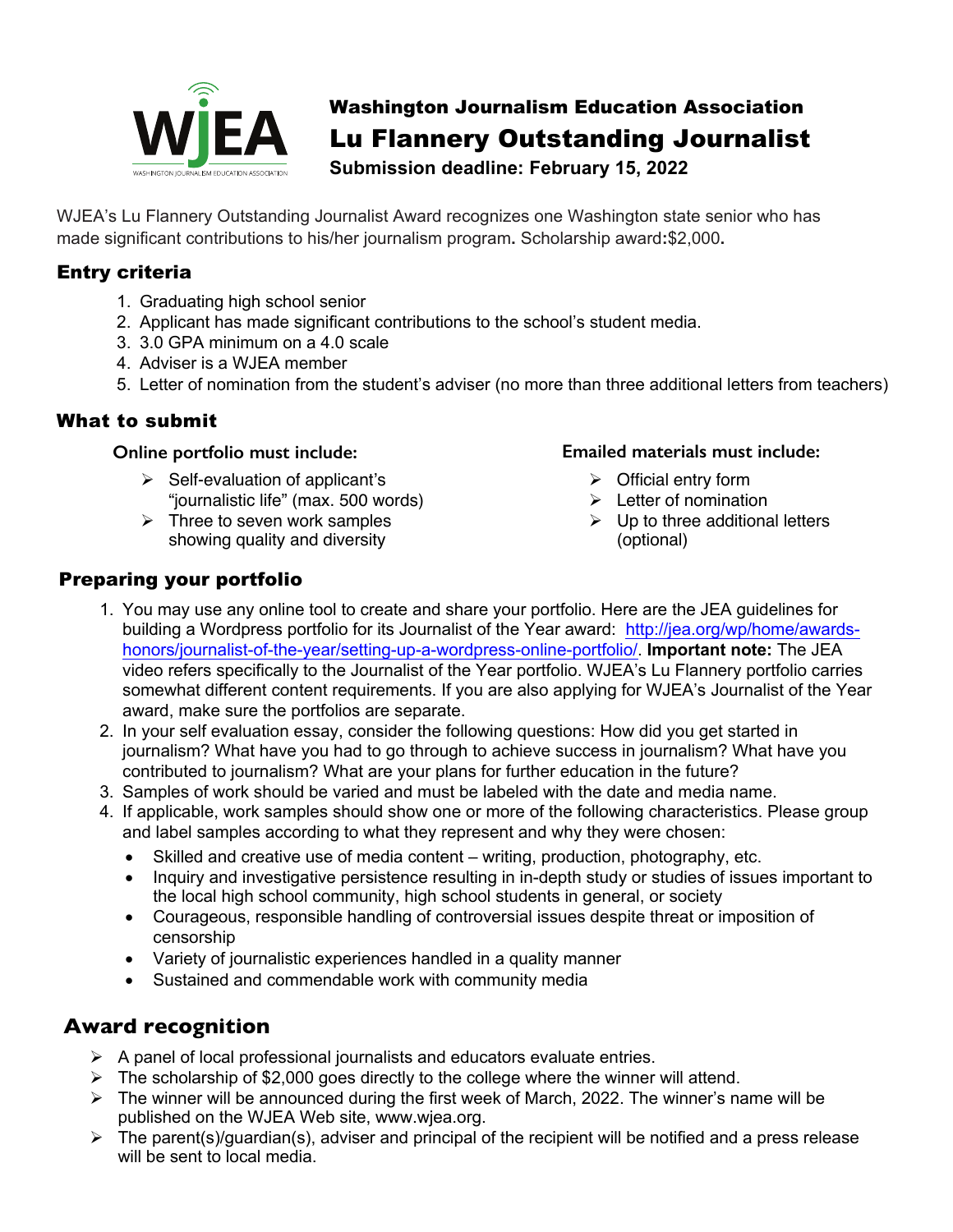# Washington Journalism Education Association

# Lu Flannery Outstanding Journalist

**Submission deadline: February 15, 2022**

WJEA's Lu Flannery Outstanding Journalist Award recognizes one Washington state senior who has made significant contributions to his/her journalism program. Scholarship award:$2,000.

## Entry criteria

1. Graduating high school senior
2. Applicant has made significant contributions to the school's student media.
3. 3.0 GPA minimum on a 4.0 scale
4. Adviser is a WJEA member
5. Letter of nomination from the student's adviser (no more than three additional letters from teachers)

## What to submit

**Online portfolio must include:**

- Self-evaluation of applicant's "journalistic life" (max. 500 words)
- Three to seven work samples showing quality and diversity

**Emailed materials must include:**

- Official entry form
- Letter of nomination
- Up to three additional letters (optional)

## Preparing your portfolio

1. You may use any online tool to create and share your portfolio. Here are the JEA guidelines for building a Wordpress portfolio for its Journalist of the Year award: http://jea.org/wp/home/awards-honors/journalist-of-the-year/setting-up-a-wordpress-online-portfolio/. **Important note:** The JEA video refers specifically to the Journalist of the Year portfolio. WJEA's Lu Flannery portfolio carries somewhat different content requirements. If you are also applying for WJEA's Journalist of the Year award, make sure the portfolios are separate.
2. In your self evaluation essay, consider the following questions: How did you get started in journalism? What have you had to go through to achieve success in journalism? What have you contributed to journalism? What are your plans for further education in the future?
3. Samples of work should be varied and must be labeled with the date and media name.
4. If applicable, work samples should show one or more of the following characteristics. Please group and label samples according to what they represent and why they were chosen:
   - Skilled and creative use of media content – writing, production, photography, etc.
   - Inquiry and investigative persistence resulting in in-depth study or studies of issues important to the local high school community, high school students in general, or society
   - Courageous, responsible handling of controversial issues despite threat or imposition of censorship
   - Variety of journalistic experiences handled in a quality manner
   - Sustained and commendable work with community media

## Award recognition

- A panel of local professional journalists and educators evaluate entries.
- The scholarship of $2,000 goes directly to the college where the winner will attend.
- The winner will be announced during the first week of March, 2022. The winner's name will be published on the WJEA Web site, www.wjea.org.
- The parent(s)/guardian(s), adviser and principal of the recipient will be notified and a press release will be sent to local media.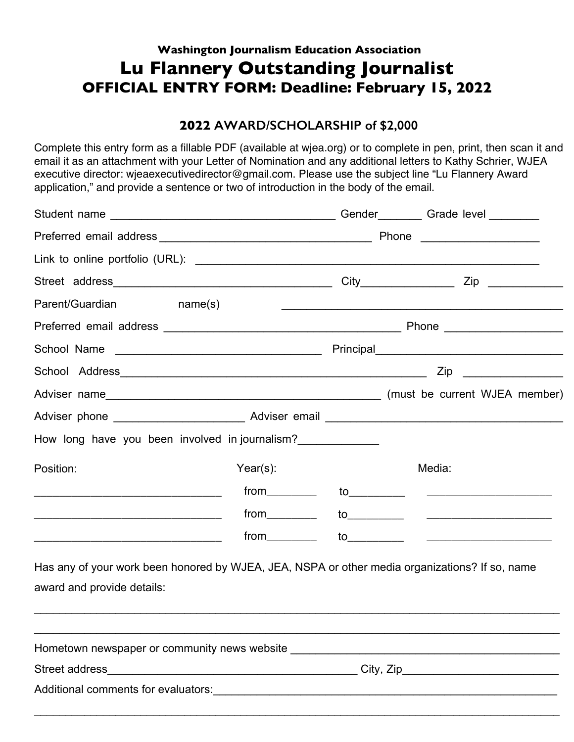**Washington Journalism Education Association**

# Lu Flannery Outstanding Journalist

## OFFICIAL ENTRY FORM: Deadline: February 15, 2022

### 2022 AWARD/SCHOLARSHIP of $2,000

Complete this entry form as a fillable PDF (available at wjea.org) or to complete in pen, print, then scan it and email it as an attachment with your Letter of Nomination and any additional letters to Kathy Schrier, WJEA executive director: wjeaexecutivedirector@gmail.com. Please use the subject line "Lu Flannery Award application," and provide a sentence or two of introduction in the body of the email.

Student name ____________________________________ Gender_______ Grade level ________

Preferred email address __________________________________ Phone __________________

Link to online portfolio (URL): _______________________________________________________

Street address___________________________________ City_______________ Zip ____________

Parent/Guardian name(s) _____________________________________________

Preferred email address ______________________________________ Phone __________________

School Name _________________________________ Principal______________________________

School Address_________________________________________________ Zip ________________

Adviser name____________________________________________ (must be current WJEA member)

Adviser phone ____________________ Adviser email _____________________________________

How long have you been involved in journalism?____________

| Position: | Year(s): | | Media: |
|---|---|---|---|
| ______________________________ | from________ | to_________ | ____________________ |
| ______________________________ | from________ | to_________ | ____________________ |
| ______________________________ | from________ | to_________ | ____________________ |

Has any of your work been honored by WJEA, JEA, NSPA or other media organizations? If so, name award and provide details:

_____________________________________________________________________________________

_____________________________________________________________________________________

Hometown newspaper or community news website ____________________________________________

Street address________________________________________ City, Zip_________________________

Additional comments for evaluators:________________________________________________________

_____________________________________________________________________________________